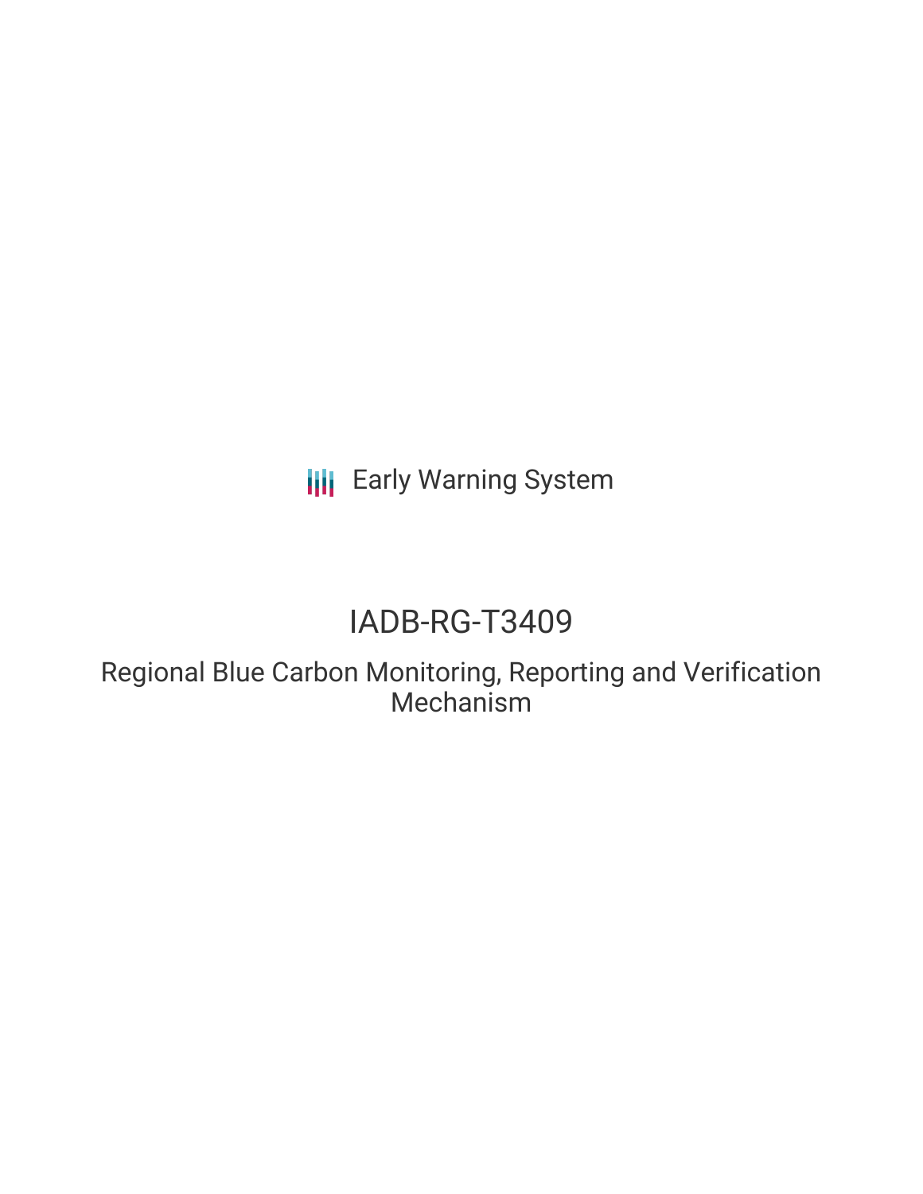Early Warning System

# IADB-RG-T3409

## Regional Blue Carbon Monitoring, Reporting and Verification Mechanism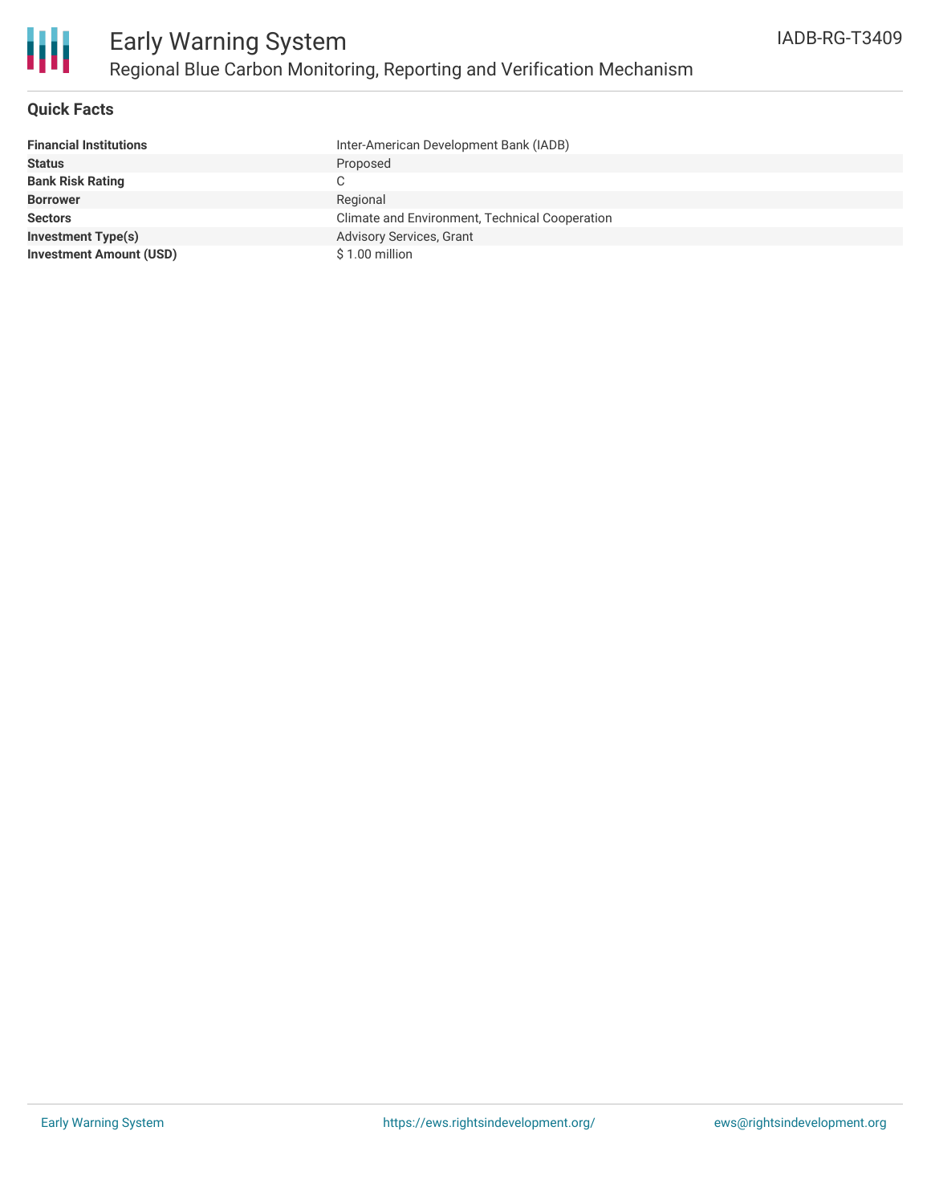# Early Warning System

## Regional Blue Carbon Monitoring, Reporting and Verification Mechanism

IADB-RG-T3409

### Quick Facts

| | |
|---|---|
| **Financial Institutions** | Inter-American Development Bank (IADB) |
| **Status** | Proposed |
| **Bank Risk Rating** | C |
| **Borrower** | Regional |
| **Sectors** | Climate and Environment, Technical Cooperation |
| **Investment Type(s)** | Advisory Services, Grant |
| **Investment Amount (USD)** | $ 1.00 million |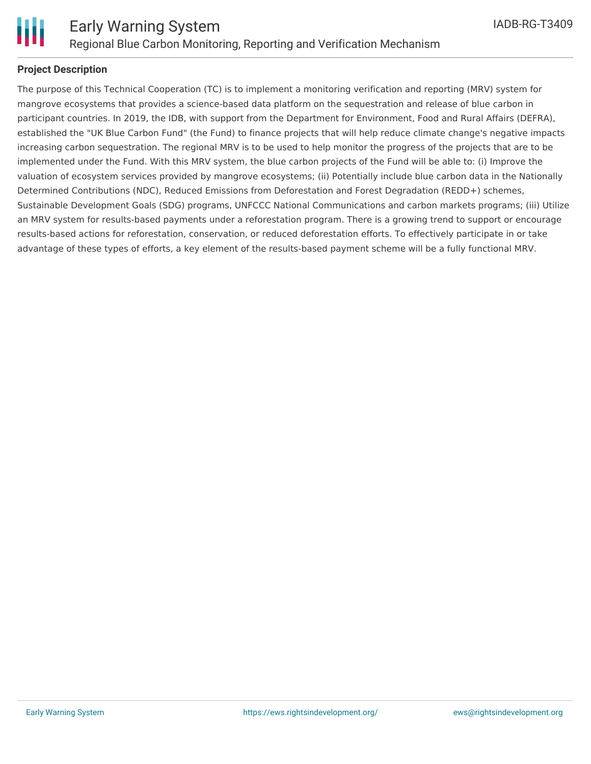**Project Description**

The purpose of this Technical Cooperation (TC) is to implement a monitoring verification and reporting (MRV) system for mangrove ecosystems that provides a science-based data platform on the sequestration and release of blue carbon in participant countries. In 2019, the IDB, with support from the Department for Environment, Food and Rural Affairs (DEFRA), established the "UK Blue Carbon Fund" (the Fund) to finance projects that will help reduce climate change's negative impacts increasing carbon sequestration. The regional MRV is to be used to help monitor the progress of the projects that are to be implemented under the Fund. With this MRV system, the blue carbon projects of the Fund will be able to: (i) Improve the valuation of ecosystem services provided by mangrove ecosystems; (ii) Potentially include blue carbon data in the Nationally Determined Contributions (NDC), Reduced Emissions from Deforestation and Forest Degradation (REDD+) schemes, Sustainable Development Goals (SDG) programs, UNFCCC National Communications and carbon markets programs; (iii) Utilize an MRV system for results-based payments under a reforestation program. There is a growing trend to support or encourage results-based actions for reforestation, conservation, or reduced deforestation efforts. To effectively participate in or take advantage of these types of efforts, a key element of the results-based payment scheme will be a fully functional MRV.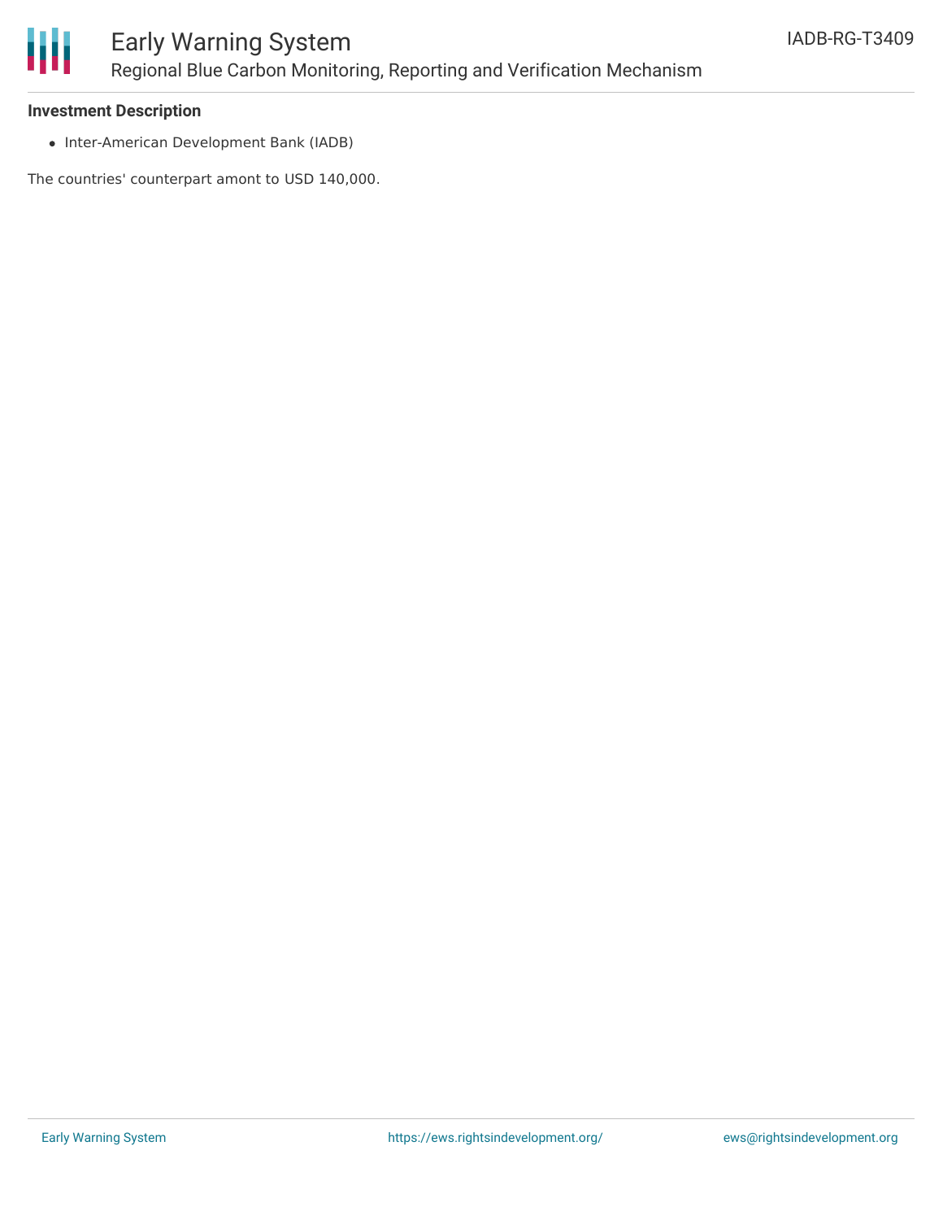**Investment Description**

- Inter-American Development Bank (IADB)

The countries' counterpart amont to USD 140,000.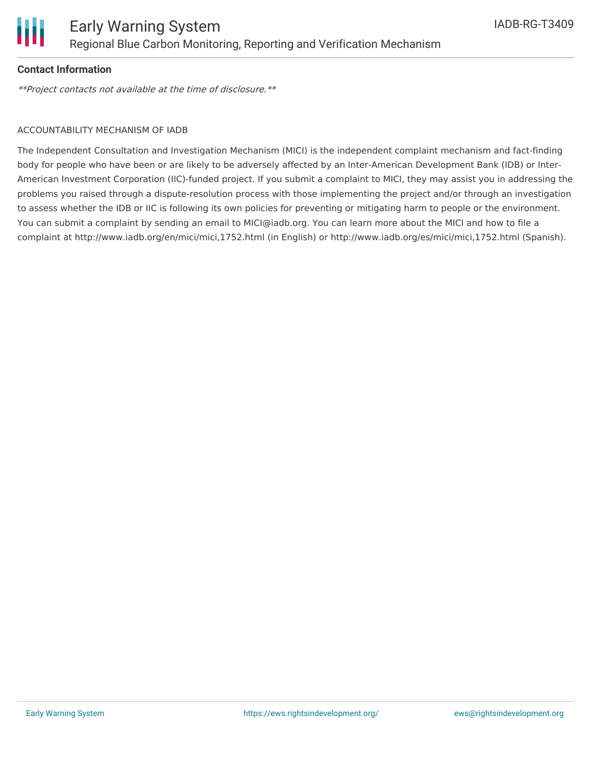**Contact Information**

*\*\*Project contacts not available at the time of disclosure.\*\**

ACCOUNTABILITY MECHANISM OF IADB

The Independent Consultation and Investigation Mechanism (MICI) is the independent complaint mechanism and fact-finding body for people who have been or are likely to be adversely affected by an Inter-American Development Bank (IDB) or Inter-American Investment Corporation (IIC)-funded project. If you submit a complaint to MICI, they may assist you in addressing the problems you raised through a dispute-resolution process with those implementing the project and/or through an investigation to assess whether the IDB or IIC is following its own policies for preventing or mitigating harm to people or the environment. You can submit a complaint by sending an email to MICI@iadb.org. You can learn more about the MICI and how to file a complaint at http://www.iadb.org/en/mici/mici,1752.html (in English) or http://www.iadb.org/es/mici/mici,1752.html (Spanish).